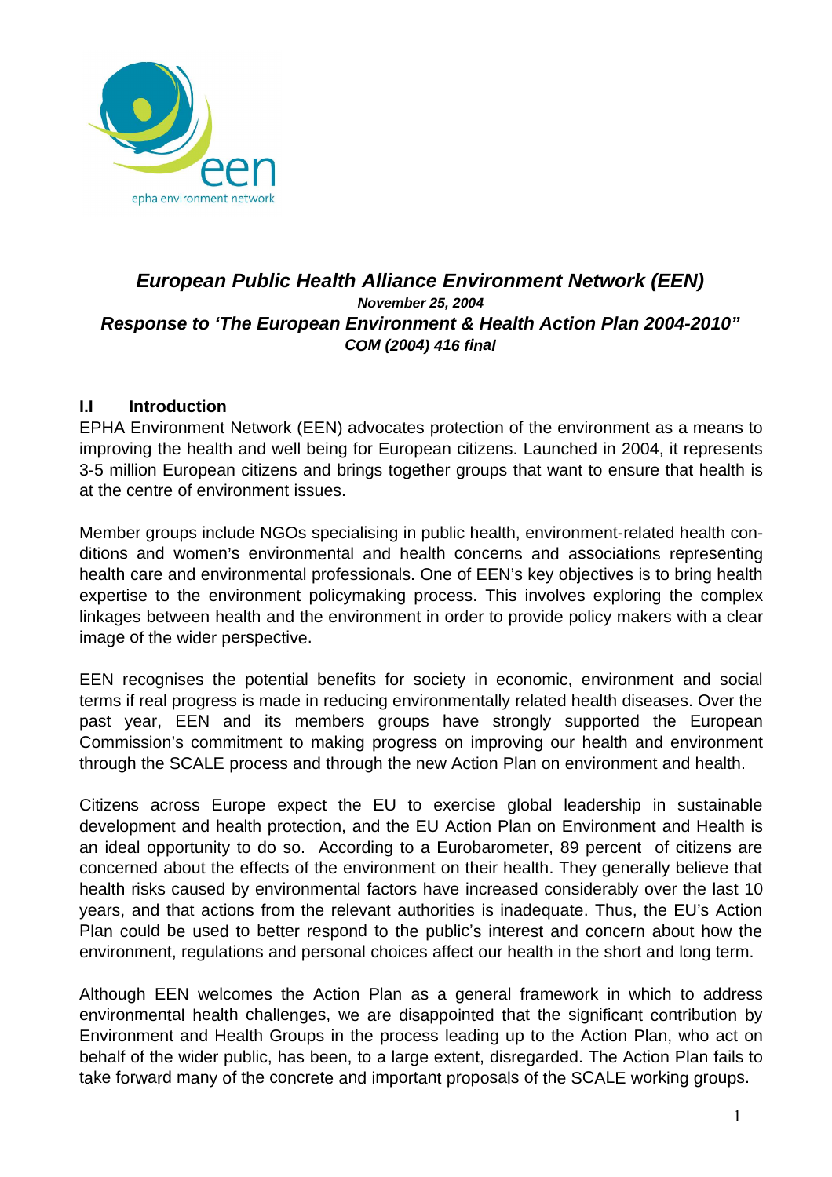# *European Public Health Alliance Environment Network (EEN)*

***November 25, 2004***

## *Response to 'The European Environment & Health Action Plan 2004-2010"*

***COM (2004) 416 final***

### I.I Introduction

EPHA Environment Network (EEN) advocates protection of the environment as a means to improving the health and well being for European citizens. Launched in 2004, it represents 3-5 million European citizens and brings together groups that want to ensure that health is at the centre of environment issues.

Member groups include NGOs specialising in public health, environment-related health conditions and women's environmental and health concerns and associations representing health care and environmental professionals. One of EEN's key objectives is to bring health expertise to the environment policymaking process. This involves exploring the complex linkages between health and the environment in order to provide policy makers with a clear image of the wider perspective.

EEN recognises the potential benefits for society in economic, environment and social terms if real progress is made in reducing environmentally related health diseases. Over the past year, EEN and its members groups have strongly supported the European Commission's commitment to making progress on improving our health and environment through the SCALE process and through the new Action Plan on environment and health.

Citizens across Europe expect the EU to exercise global leadership in sustainable development and health protection, and the EU Action Plan on Environment and Health is an ideal opportunity to do so. According to a Eurobarometer, 89 percent of citizens are concerned about the effects of the environment on their health. They generally believe that health risks caused by environmental factors have increased considerably over the last 10 years, and that actions from the relevant authorities is inadequate. Thus, the EU's Action Plan could be used to better respond to the public's interest and concern about how the environment, regulations and personal choices affect our health in the short and long term.

Although EEN welcomes the Action Plan as a general framework in which to address environmental health challenges, we are disappointed that the significant contribution by Environment and Health Groups in the process leading up to the Action Plan, who act on behalf of the wider public, has been, to a large extent, disregarded. The Action Plan fails to take forward many of the concrete and important proposals of the SCALE working groups.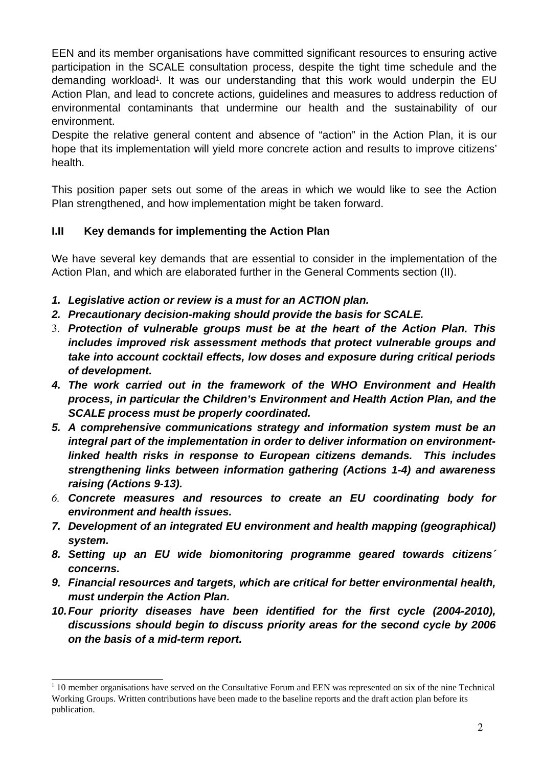EEN and its member organisations have committed significant resources to ensuring active participation in the SCALE consultation process, despite the tight time schedule and the demanding workload[1]. It was our understanding that this work would underpin the EU Action Plan, and lead to concrete actions, guidelines and measures to address reduction of environmental contaminants that undermine our health and the sustainability of our environment.

Despite the relative general content and absence of "action" in the Action Plan, it is our hope that its implementation will yield more concrete action and results to improve citizens' health.

This position paper sets out some of the areas in which we would like to see the Action Plan strengthened, and how implementation might be taken forward.

### I.II Key demands for implementing the Action Plan

We have several key demands that are essential to consider in the implementation of the Action Plan, and which are elaborated further in the General Comments section (II).

1. ***Legislative action or review is a must for an ACTION plan.***
2. ***Precautionary decision-making should provide the basis for SCALE.***
3. ***Protection of vulnerable groups must be at the heart of the Action Plan. This includes improved risk assessment methods that protect vulnerable groups and take into account cocktail effects, low doses and exposure during critical periods of development.***
4. ***The work carried out in the framework of the WHO Environment and Health process, in particular the Children's Environment and Health Action Plan, and the SCALE process must be properly coordinated.***
5. ***A comprehensive communications strategy and information system must be an integral part of the implementation in order to deliver information on environment-linked health risks in response to European citizens demands. This includes strengthening links between information gathering (Actions 1-4) and awareness raising (Actions 9-13).***
6. ***Concrete measures and resources to create an EU coordinating body for environment and health issues.***
7. ***Development of an integrated EU environment and health mapping (geographical) system.***
8. ***Setting up an EU wide biomonitoring programme geared towards citizens´ concerns.***
9. ***Financial resources and targets, which are critical for better environmental health, must underpin the Action Plan.***
10. ***Four priority diseases have been identified for the first cycle (2004-2010), discussions should begin to discuss priority areas for the second cycle by 2006 on the basis of a mid-term report.***

---

[1] 10 member organisations have served on the Consultative Forum and EEN was represented on six of the nine Technical Working Groups. Written contributions have been made to the baseline reports and the draft action plan before its publication.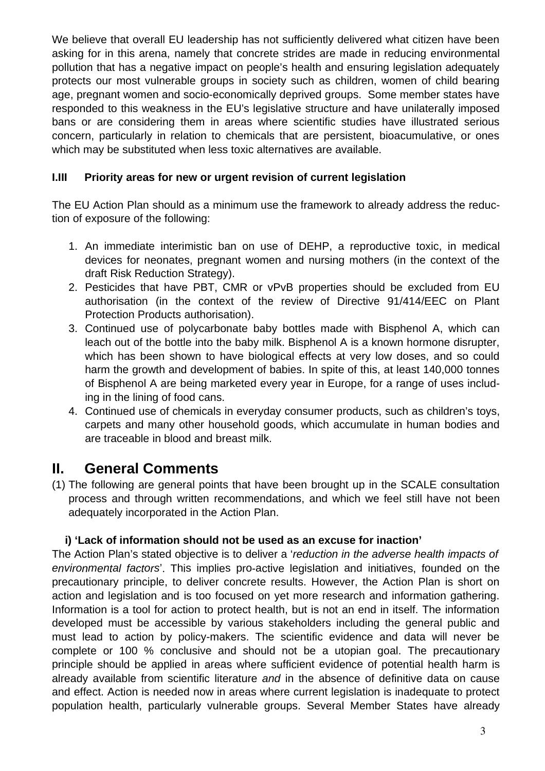We believe that overall EU leadership has not sufficiently delivered what citizen have been asking for in this arena, namely that concrete strides are made in reducing environmental pollution that has a negative impact on people's health and ensuring legislation adequately protects our most vulnerable groups in society such as children, women of child bearing age, pregnant women and socio-economically deprived groups. Some member states have responded to this weakness in the EU's legislative structure and have unilaterally imposed bans or are considering them in areas where scientific studies have illustrated serious concern, particularly in relation to chemicals that are persistent, bioacumulative, or ones which may be substituted when less toxic alternatives are available.

### I.III Priority areas for new or urgent revision of current legislation

The EU Action Plan should as a minimum use the framework to already address the reduction of exposure of the following:

1. An immediate interimistic ban on use of DEHP, a reproductive toxic, in medical devices for neonates, pregnant women and nursing mothers (in the context of the draft Risk Reduction Strategy).
2. Pesticides that have PBT, CMR or vPvB properties should be excluded from EU authorisation (in the context of the review of Directive 91/414/EEC on Plant Protection Products authorisation).
3. Continued use of polycarbonate baby bottles made with Bisphenol A, which can leach out of the bottle into the baby milk. Bisphenol A is a known hormone disrupter, which has been shown to have biological effects at very low doses, and so could harm the growth and development of babies. In spite of this, at least 140,000 tonnes of Bisphenol A are being marketed every year in Europe, for a range of uses including in the lining of food cans.
4. Continued use of chemicals in everyday consumer products, such as children's toys, carpets and many other household goods, which accumulate in human bodies and are traceable in blood and breast milk.

## II. General Comments

(1) The following are general points that have been brought up in the SCALE consultation process and through written recommendations, and which we feel still have not been adequately incorporated in the Action Plan.

**i) 'Lack of information should not be used as an excuse for inaction'**

The Action Plan's stated objective is to deliver a '*reduction in the adverse health impacts of environmental factors*'. This implies pro-active legislation and initiatives, founded on the precautionary principle, to deliver concrete results. However, the Action Plan is short on action and legislation and is too focused on yet more research and information gathering. Information is a tool for action to protect health, but is not an end in itself. The information developed must be accessible by various stakeholders including the general public and must lead to action by policy-makers. The scientific evidence and data will never be complete or 100 % conclusive and should not be a utopian goal. The precautionary principle should be applied in areas where sufficient evidence of potential health harm is already available from scientific literature *and* in the absence of definitive data on cause and effect. Action is needed now in areas where current legislation is inadequate to protect population health, particularly vulnerable groups. Several Member States have already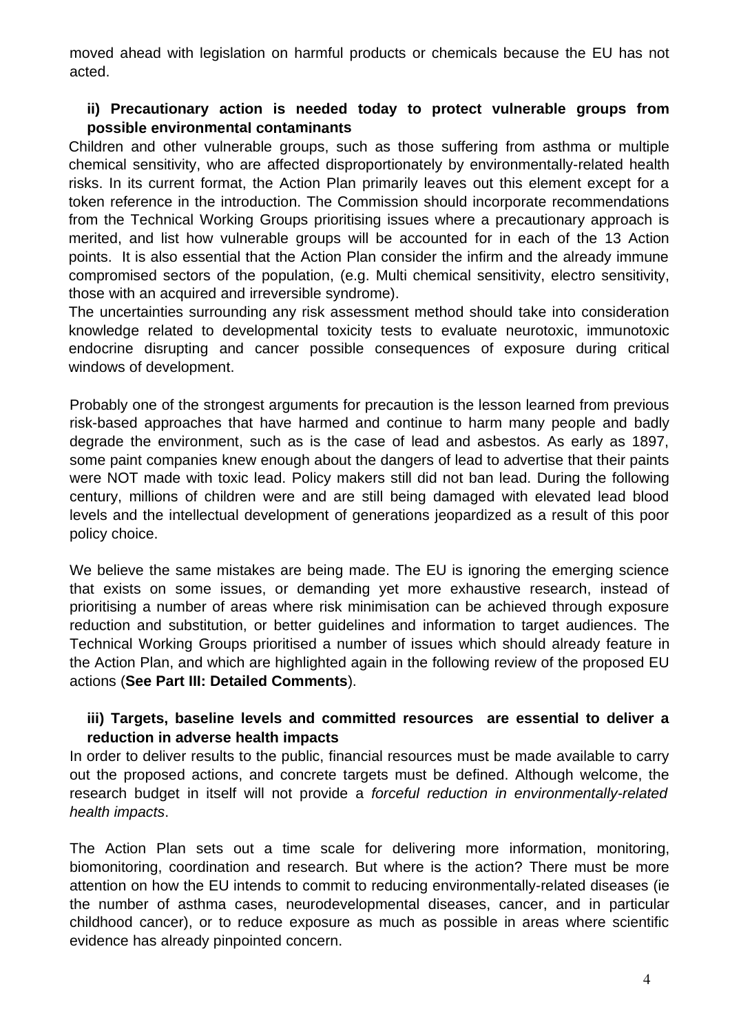moved ahead with legislation on harmful products or chemicals because the EU has not acted.

**ii) Precautionary action is needed today to protect vulnerable groups from possible environmental contaminants**

Children and other vulnerable groups, such as those suffering from asthma or multiple chemical sensitivity, who are affected disproportionately by environmentally-related health risks. In its current format, the Action Plan primarily leaves out this element except for a token reference in the introduction. The Commission should incorporate recommendations from the Technical Working Groups prioritising issues where a precautionary approach is merited, and list how vulnerable groups will be accounted for in each of the 13 Action points. It is also essential that the Action Plan consider the infirm and the already immune compromised sectors of the population, (e.g. Multi chemical sensitivity, electro sensitivity, those with an acquired and irreversible syndrome).

The uncertainties surrounding any risk assessment method should take into consideration knowledge related to developmental toxicity tests to evaluate neurotoxic, immunotoxic endocrine disrupting and cancer possible consequences of exposure during critical windows of development.

Probably one of the strongest arguments for precaution is the lesson learned from previous risk-based approaches that have harmed and continue to harm many people and badly degrade the environment, such as is the case of lead and asbestos. As early as 1897, some paint companies knew enough about the dangers of lead to advertise that their paints were NOT made with toxic lead. Policy makers still did not ban lead. During the following century, millions of children were and are still being damaged with elevated lead blood levels and the intellectual development of generations jeopardized as a result of this poor policy choice.

We believe the same mistakes are being made. The EU is ignoring the emerging science that exists on some issues, or demanding yet more exhaustive research, instead of prioritising a number of areas where risk minimisation can be achieved through exposure reduction and substitution, or better guidelines and information to target audiences. The Technical Working Groups prioritised a number of issues which should already feature in the Action Plan, and which are highlighted again in the following review of the proposed EU actions (**See Part III: Detailed Comments**).

**iii) Targets, baseline levels and committed resources are essential to deliver a reduction in adverse health impacts**

In order to deliver results to the public, financial resources must be made available to carry out the proposed actions, and concrete targets must be defined. Although welcome, the research budget in itself will not provide a *forceful reduction in environmentally-related health impacts*.

The Action Plan sets out a time scale for delivering more information, monitoring, biomonitoring, coordination and research. But where is the action? There must be more attention on how the EU intends to commit to reducing environmentally-related diseases (ie the number of asthma cases, neurodevelopmental diseases, cancer, and in particular childhood cancer), or to reduce exposure as much as possible in areas where scientific evidence has already pinpointed concern.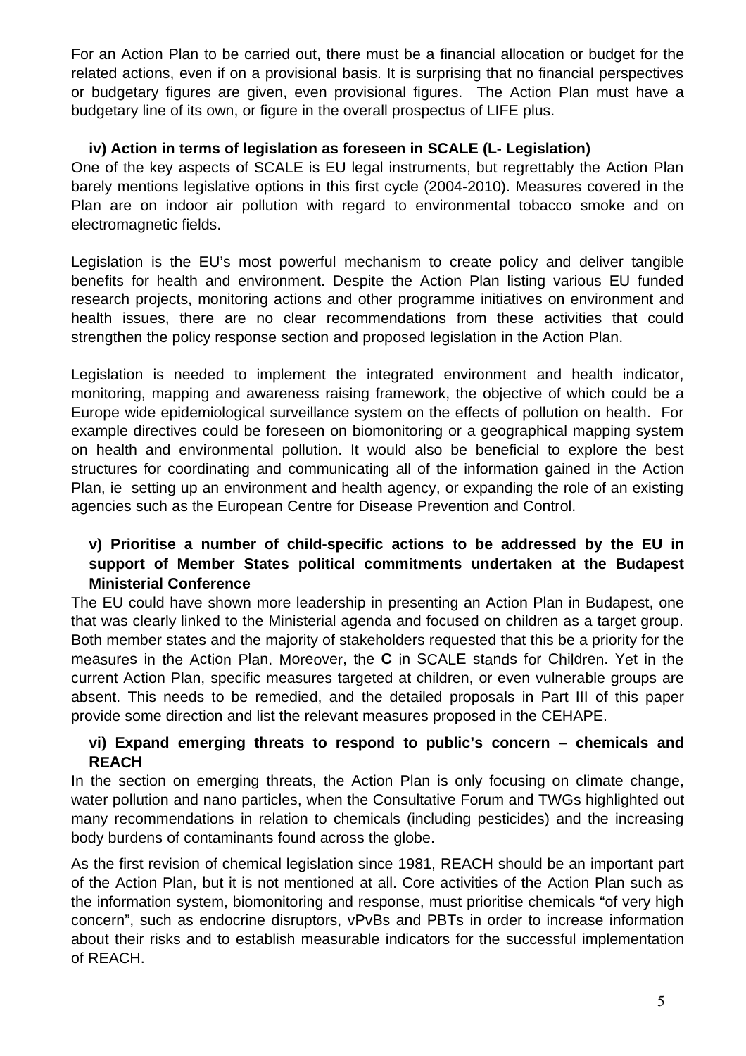For an Action Plan to be carried out, there must be a financial allocation or budget for the related actions, even if on a provisional basis. It is surprising that no financial perspectives or budgetary figures are given, even provisional figures. The Action Plan must have a budgetary line of its own, or figure in the overall prospectus of LIFE plus.

**iv) Action in terms of legislation as foreseen in SCALE (L- Legislation)**

One of the key aspects of SCALE is EU legal instruments, but regrettably the Action Plan barely mentions legislative options in this first cycle (2004-2010). Measures covered in the Plan are on indoor air pollution with regard to environmental tobacco smoke and on electromagnetic fields.

Legislation is the EU's most powerful mechanism to create policy and deliver tangible benefits for health and environment. Despite the Action Plan listing various EU funded research projects, monitoring actions and other programme initiatives on environment and health issues, there are no clear recommendations from these activities that could strengthen the policy response section and proposed legislation in the Action Plan.

Legislation is needed to implement the integrated environment and health indicator, monitoring, mapping and awareness raising framework, the objective of which could be a Europe wide epidemiological surveillance system on the effects of pollution on health. For example directives could be foreseen on biomonitoring or a geographical mapping system on health and environmental pollution. It would also be beneficial to explore the best structures for coordinating and communicating all of the information gained in the Action Plan, ie setting up an environment and health agency, or expanding the role of an existing agencies such as the European Centre for Disease Prevention and Control.

**v) Prioritise a number of child-specific actions to be addressed by the EU in support of Member States political commitments undertaken at the Budapest Ministerial Conference**

The EU could have shown more leadership in presenting an Action Plan in Budapest, one that was clearly linked to the Ministerial agenda and focused on children as a target group. Both member states and the majority of stakeholders requested that this be a priority for the measures in the Action Plan. Moreover, the **C** in SCALE stands for Children. Yet in the current Action Plan, specific measures targeted at children, or even vulnerable groups are absent. This needs to be remedied, and the detailed proposals in Part III of this paper provide some direction and list the relevant measures proposed in the CEHAPE.

**vi) Expand emerging threats to respond to public's concern – chemicals and REACH**

In the section on emerging threats, the Action Plan is only focusing on climate change, water pollution and nano particles, when the Consultative Forum and TWGs highlighted out many recommendations in relation to chemicals (including pesticides) and the increasing body burdens of contaminants found across the globe.

As the first revision of chemical legislation since 1981, REACH should be an important part of the Action Plan, but it is not mentioned at all. Core activities of the Action Plan such as the information system, biomonitoring and response, must prioritise chemicals "of very high concern", such as endocrine disruptors, vPvBs and PBTs in order to increase information about their risks and to establish measurable indicators for the successful implementation of REACH.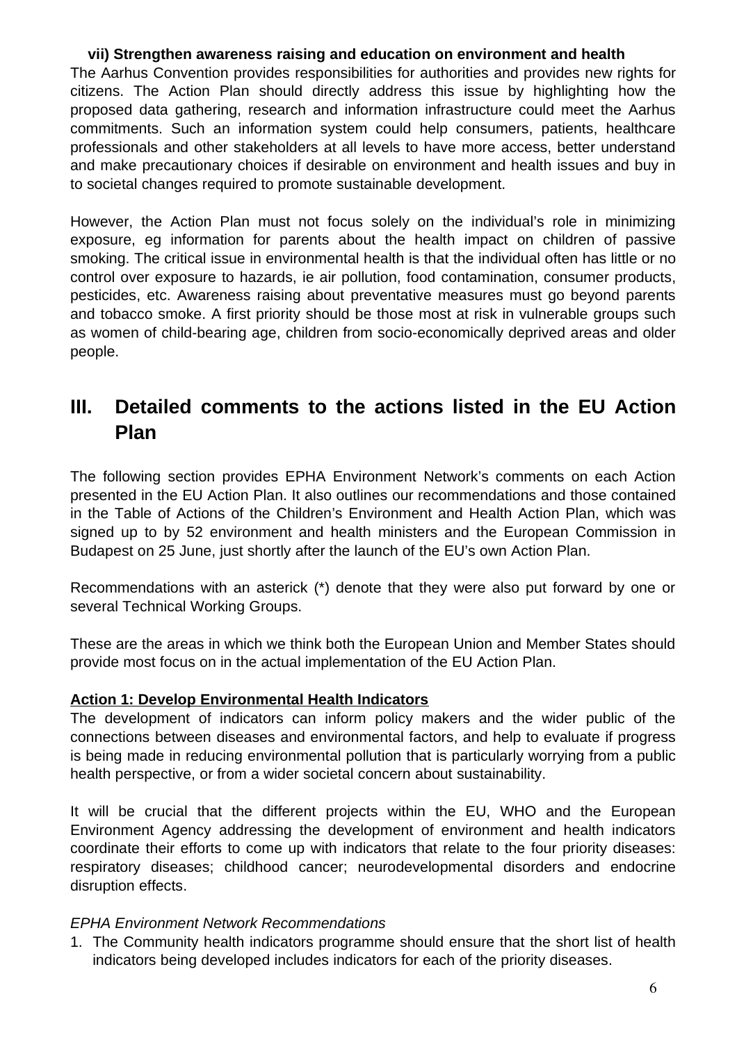**vii) Strengthen awareness raising and education on environment and health**

The Aarhus Convention provides responsibilities for authorities and provides new rights for citizens. The Action Plan should directly address this issue by highlighting how the proposed data gathering, research and information infrastructure could meet the Aarhus commitments. Such an information system could help consumers, patients, healthcare professionals and other stakeholders at all levels to have more access, better understand and make precautionary choices if desirable on environment and health issues and buy in to societal changes required to promote sustainable development.

However, the Action Plan must not focus solely on the individual's role in minimizing exposure, eg information for parents about the health impact on children of passive smoking. The critical issue in environmental health is that the individual often has little or no control over exposure to hazards, ie air pollution, food contamination, consumer products, pesticides, etc. Awareness raising about preventative measures must go beyond parents and tobacco smoke. A first priority should be those most at risk in vulnerable groups such as women of child-bearing age, children from socio-economically deprived areas and older people.

# III. Detailed comments to the actions listed in the EU Action Plan

The following section provides EPHA Environment Network's comments on each Action presented in the EU Action Plan. It also outlines our recommendations and those contained in the Table of Actions of the Children's Environment and Health Action Plan, which was signed up to by 52 environment and health ministers and the European Commission in Budapest on 25 June, just shortly after the launch of the EU's own Action Plan.

Recommendations with an asterick (*) denote that they were also put forward by one or several Technical Working Groups.

These are the areas in which we think both the European Union and Member States should provide most focus on in the actual implementation of the EU Action Plan.

**Action 1: Develop Environmental Health Indicators**

The development of indicators can inform policy makers and the wider public of the connections between diseases and environmental factors, and help to evaluate if progress is being made in reducing environmental pollution that is particularly worrying from a public health perspective, or from a wider societal concern about sustainability.

It will be crucial that the different projects within the EU, WHO and the European Environment Agency addressing the development of environment and health indicators coordinate their efforts to come up with indicators that relate to the four priority diseases: respiratory diseases; childhood cancer; neurodevelopmental disorders and endocrine disruption effects.

*EPHA Environment Network Recommendations*

1. The Community health indicators programme should ensure that the short list of health indicators being developed includes indicators for each of the priority diseases.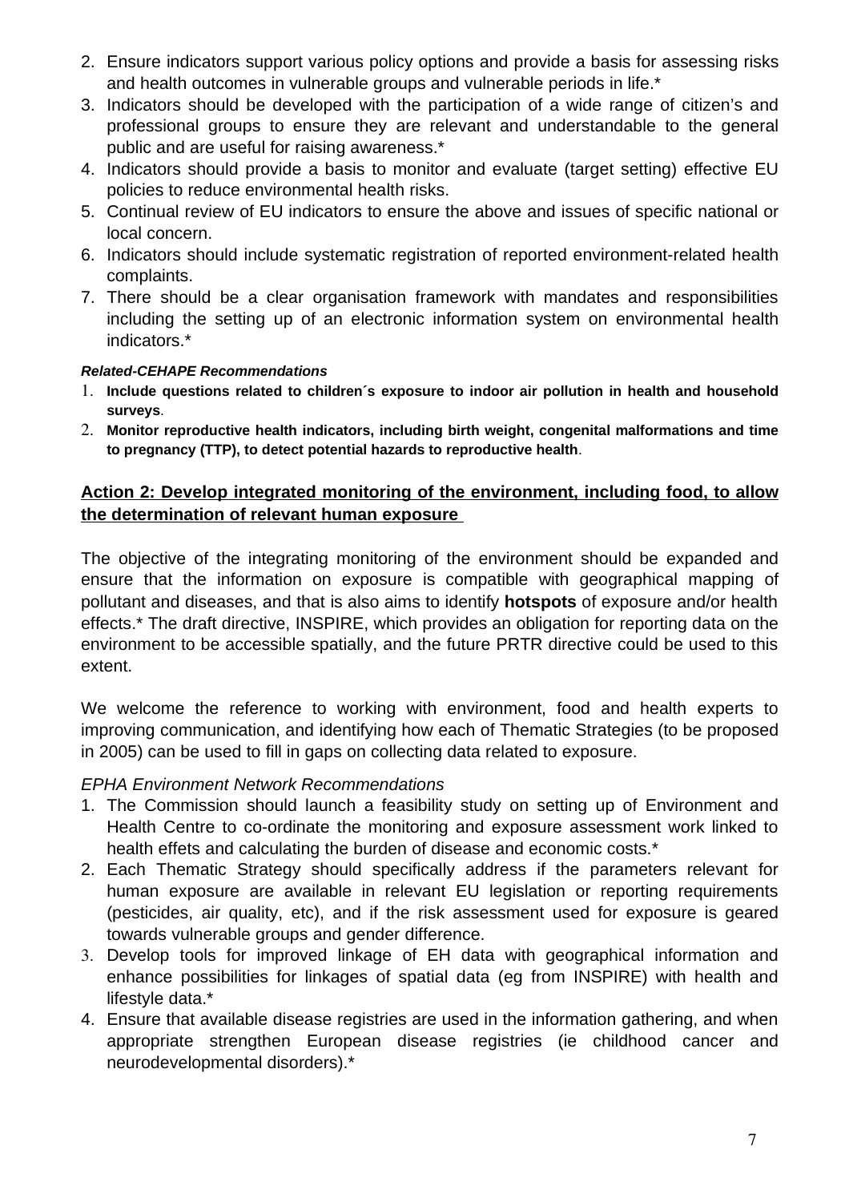2. Ensure indicators support various policy options and provide a basis for assessing risks and health outcomes in vulnerable groups and vulnerable periods in life.*
3. Indicators should be developed with the participation of a wide range of citizen's and professional groups to ensure they are relevant and understandable to the general public and are useful for raising awareness.*
4. Indicators should provide a basis to monitor and evaluate (target setting) effective EU policies to reduce environmental health risks.
5. Continual review of EU indicators to ensure the above and issues of specific national or local concern.
6. Indicators should include systematic registration of reported environment-related health complaints.
7. There should be a clear organisation framework with mandates and responsibilities including the setting up of an electronic information system on environmental health indicators.*

***Related-CEHAPE Recommendations***

1. **Include questions related to children´s exposure to indoor air pollution in health and household surveys**.
2. **Monitor reproductive health indicators, including birth weight, congenital malformations and time to pregnancy (TTP), to detect potential hazards to reproductive health**.

## Action 2: Develop integrated monitoring of the environment, including food, to allow the determination of relevant human exposure

The objective of the integrating monitoring of the environment should be expanded and ensure that the information on exposure is compatible with geographical mapping of pollutant and diseases, and that is also aims to identify **hotspots** of exposure and/or health effects.* The draft directive, INSPIRE, which provides an obligation for reporting data on the environment to be accessible spatially, and the future PRTR directive could be used to this extent.

We welcome the reference to working with environment, food and health experts to improving communication, and identifying how each of Thematic Strategies (to be proposed in 2005) can be used to fill in gaps on collecting data related to exposure.

*EPHA Environment Network Recommendations*

1. The Commission should launch a feasibility study on setting up of Environment and Health Centre to co-ordinate the monitoring and exposure assessment work linked to health effets and calculating the burden of disease and economic costs.*
2. Each Thematic Strategy should specifically address if the parameters relevant for human exposure are available in relevant EU legislation or reporting requirements (pesticides, air quality, etc), and if the risk assessment used for exposure is geared towards vulnerable groups and gender difference.
3. Develop tools for improved linkage of EH data with geographical information and enhance possibilities for linkages of spatial data (eg from INSPIRE) with health and lifestyle data.*
4. Ensure that available disease registries are used in the information gathering, and when appropriate strengthen European disease registries (ie childhood cancer and neurodevelopmental disorders).*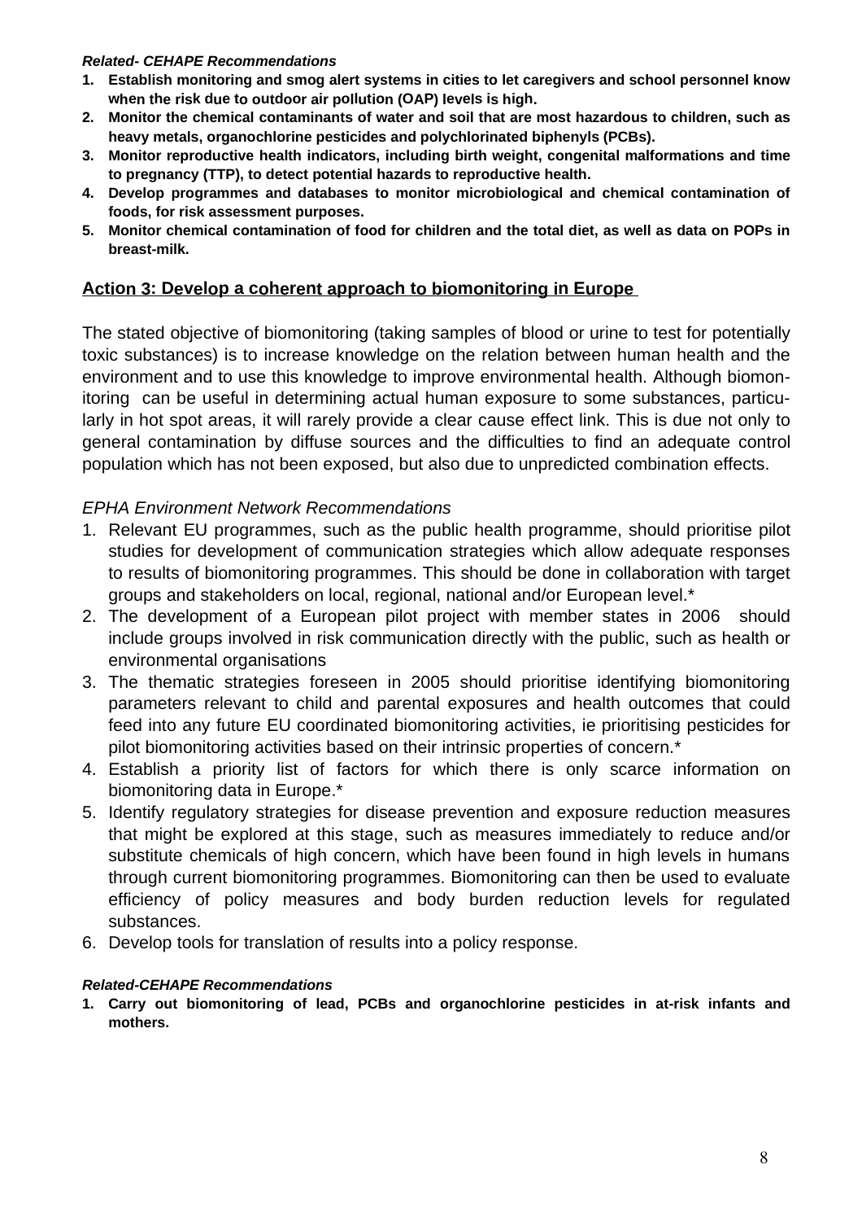***Related- CEHAPE Recommendations***

1. **Establish monitoring and smog alert systems in cities to let caregivers and school personnel know when the risk due to outdoor air pollution (OAP) levels is high.**
2. **Monitor the chemical contaminants of water and soil that are most hazardous to children, such as heavy metals, organochlorine pesticides and polychlorinated biphenyls (PCBs).**
3. **Monitor reproductive health indicators, including birth weight, congenital malformations and time to pregnancy (TTP), to detect potential hazards to reproductive health.**
4. **Develop programmes and databases to monitor microbiological and chemical contamination of foods, for risk assessment purposes.**
5. **Monitor chemical contamination of food for children and the total diet, as well as data on POPs in breast-milk.**

## Action 3: Develop a coherent approach to biomonitoring in Europe

The stated objective of biomonitoring (taking samples of blood or urine to test for potentially toxic substances) is to increase knowledge on the relation between human health and the environment and to use this knowledge to improve environmental health. Although biomonitoring can be useful in determining actual human exposure to some substances, particularly in hot spot areas, it will rarely provide a clear cause effect link. This is due not only to general contamination by diffuse sources and the difficulties to find an adequate control population which has not been exposed, but also due to unpredicted combination effects.

*EPHA Environment Network Recommendations*

1. Relevant EU programmes, such as the public health programme, should prioritise pilot studies for development of communication strategies which allow adequate responses to results of biomonitoring programmes. This should be done in collaboration with target groups and stakeholders on local, regional, national and/or European level.*
2. The development of a European pilot project with member states in 2006 should include groups involved in risk communication directly with the public, such as health or environmental organisations
3. The thematic strategies foreseen in 2005 should prioritise identifying biomonitoring parameters relevant to child and parental exposures and health outcomes that could feed into any future EU coordinated biomonitoring activities, ie prioritising pesticides for pilot biomonitoring activities based on their intrinsic properties of concern.*
4. Establish a priority list of factors for which there is only scarce information on biomonitoring data in Europe.*
5. Identify regulatory strategies for disease prevention and exposure reduction measures that might be explored at this stage, such as measures immediately to reduce and/or substitute chemicals of high concern, which have been found in high levels in humans through current biomonitoring programmes. Biomonitoring can then be used to evaluate efficiency of policy measures and body burden reduction levels for regulated substances.
6. Develop tools for translation of results into a policy response.

***Related-CEHAPE Recommendations***

1. **Carry out biomonitoring of lead, PCBs and organochlorine pesticides in at-risk infants and mothers.**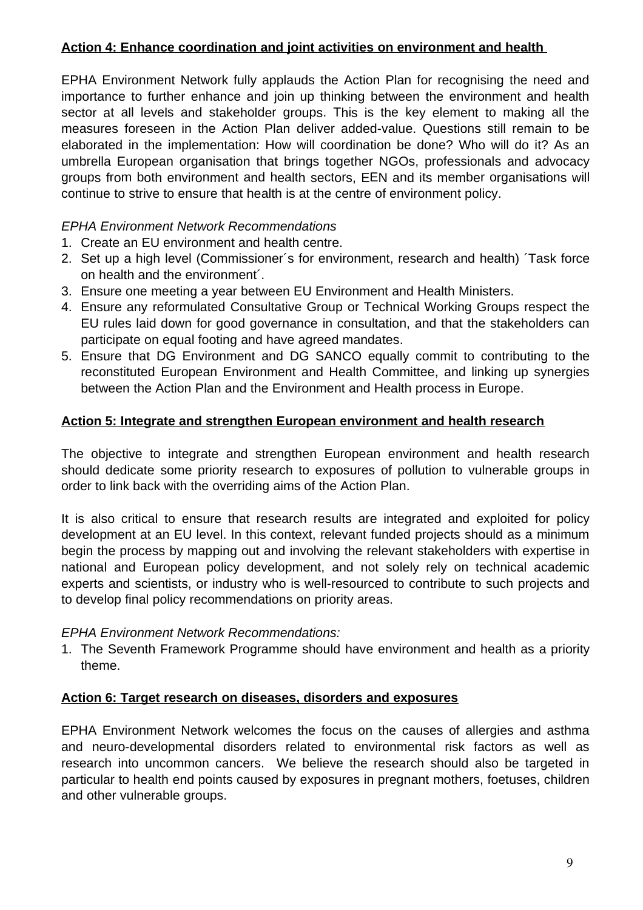**Action 4: Enhance coordination and joint activities on environment and health**

EPHA Environment Network fully applauds the Action Plan for recognising the need and importance to further enhance and join up thinking between the environment and health sector at all levels and stakeholder groups. This is the key element to making all the measures foreseen in the Action Plan deliver added-value. Questions still remain to be elaborated in the implementation: How will coordination be done? Who will do it? As an umbrella European organisation that brings together NGOs, professionals and advocacy groups from both environment and health sectors, EEN and its member organisations will continue to strive to ensure that health is at the centre of environment policy.

*EPHA Environment Network Recommendations*

1. Create an EU environment and health centre.
2. Set up a high level (Commissioner´s for environment, research and health) ´Task force on health and the environment´.
3. Ensure one meeting a year between EU Environment and Health Ministers.
4. Ensure any reformulated Consultative Group or Technical Working Groups respect the EU rules laid down for good governance in consultation, and that the stakeholders can participate on equal footing and have agreed mandates.
5. Ensure that DG Environment and DG SANCO equally commit to contributing to the reconstituted European Environment and Health Committee, and linking up synergies between the Action Plan and the Environment and Health process in Europe.

**Action 5: Integrate and strengthen European environment and health research**

The objective to integrate and strengthen European environment and health research should dedicate some priority research to exposures of pollution to vulnerable groups in order to link back with the overriding aims of the Action Plan.

It is also critical to ensure that research results are integrated and exploited for policy development at an EU level. In this context, relevant funded projects should as a minimum begin the process by mapping out and involving the relevant stakeholders with expertise in national and European policy development, and not solely rely on technical academic experts and scientists, or industry who is well-resourced to contribute to such projects and to develop final policy recommendations on priority areas.

*EPHA Environment Network Recommendations:*

1. The Seventh Framework Programme should have environment and health as a priority theme.

**Action 6: Target research on diseases, disorders and exposures**

EPHA Environment Network welcomes the focus on the causes of allergies and asthma and neuro-developmental disorders related to environmental risk factors as well as research into uncommon cancers. We believe the research should also be targeted in particular to health end points caused by exposures in pregnant mothers, foetuses, children and other vulnerable groups.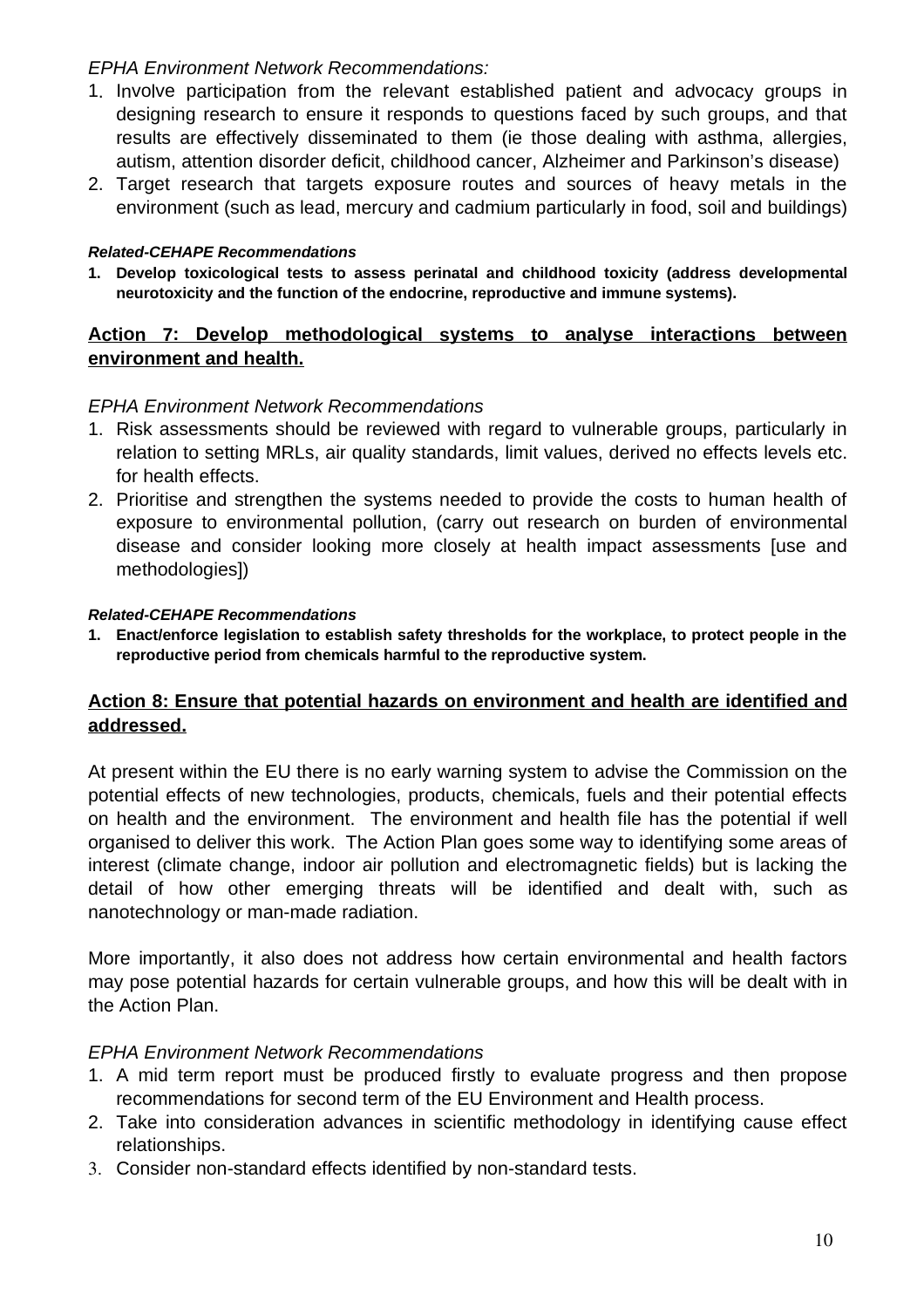*EPHA Environment Network Recommendations:*

1. Involve participation from the relevant established patient and advocacy groups in designing research to ensure it responds to questions faced by such groups, and that results are effectively disseminated to them (ie those dealing with asthma, allergies, autism, attention disorder deficit, childhood cancer, Alzheimer and Parkinson's disease)
2. Target research that targets exposure routes and sources of heavy metals in the environment (such as lead, mercury and cadmium particularly in food, soil and buildings)

***Related-CEHAPE Recommendations***

1. **Develop toxicological tests to assess perinatal and childhood toxicity (address developmental neurotoxicity and the function of the endocrine, reproductive and immune systems).**

## Action 7: Develop methodological systems to analyse interactions between environment and health.

*EPHA Environment Network Recommendations*

1. Risk assessments should be reviewed with regard to vulnerable groups, particularly in relation to setting MRLs, air quality standards, limit values, derived no effects levels etc. for health effects.
2. Prioritise and strengthen the systems needed to provide the costs to human health of exposure to environmental pollution, (carry out research on burden of environmental disease and consider looking more closely at health impact assessments [use and methodologies])

***Related-CEHAPE Recommendations***

1. **Enact/enforce legislation to establish safety thresholds for the workplace, to protect people in the reproductive period from chemicals harmful to the reproductive system.**

## Action 8: Ensure that potential hazards on environment and health are identified and addressed.

At present within the EU there is no early warning system to advise the Commission on the potential effects of new technologies, products, chemicals, fuels and their potential effects on health and the environment. The environment and health file has the potential if well organised to deliver this work. The Action Plan goes some way to identifying some areas of interest (climate change, indoor air pollution and electromagnetic fields) but is lacking the detail of how other emerging threats will be identified and dealt with, such as nanotechnology or man-made radiation.

More importantly, it also does not address how certain environmental and health factors may pose potential hazards for certain vulnerable groups, and how this will be dealt with in the Action Plan.

*EPHA Environment Network Recommendations*

1. A mid term report must be produced firstly to evaluate progress and then propose recommendations for second term of the EU Environment and Health process.
2. Take into consideration advances in scientific methodology in identifying cause effect relationships.
3. Consider non-standard effects identified by non-standard tests.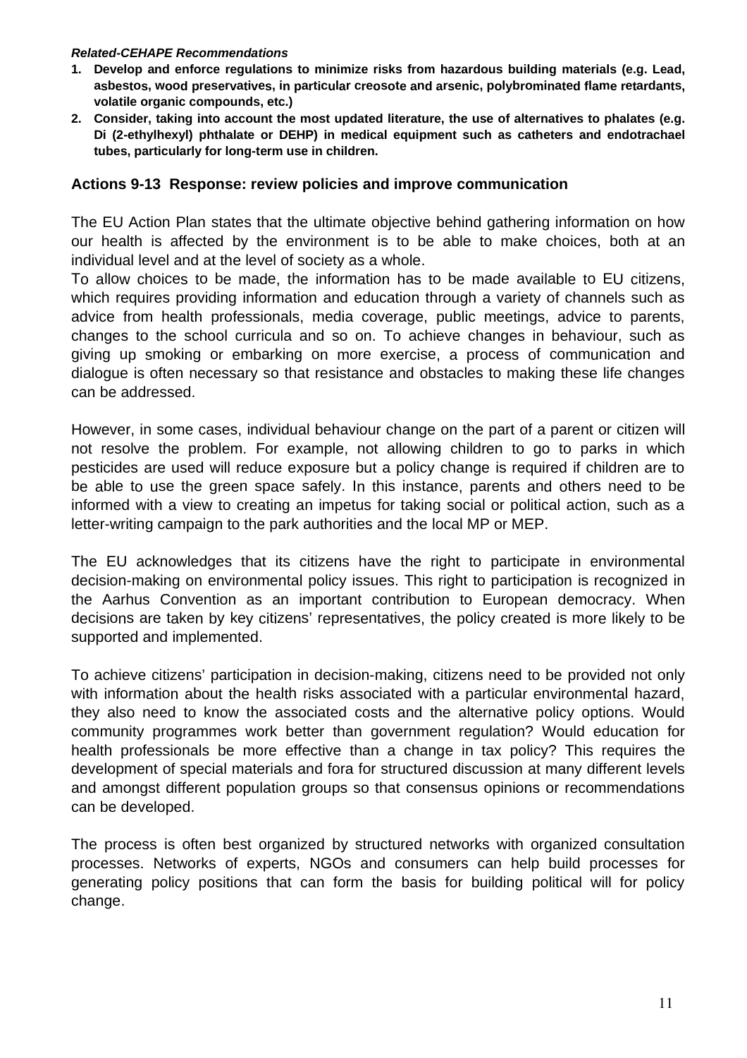***Related-CEHAPE Recommendations***

1. **Develop and enforce regulations to minimize risks from hazardous building materials (e.g. Lead, asbestos, wood preservatives, in particular creosote and arsenic, polybrominated flame retardants, volatile organic compounds, etc.)**
2. **Consider, taking into account the most updated literature, the use of alternatives to phalates (e.g. Di (2-ethylhexyl) phthalate or DEHP) in medical equipment such as catheters and endotrachael tubes, particularly for long-term use in children.**

## Actions 9-13 Response: review policies and improve communication

The EU Action Plan states that the ultimate objective behind gathering information on how our health is affected by the environment is to be able to make choices, both at an individual level and at the level of society as a whole.

To allow choices to be made, the information has to be made available to EU citizens, which requires providing information and education through a variety of channels such as advice from health professionals, media coverage, public meetings, advice to parents, changes to the school curricula and so on. To achieve changes in behaviour, such as giving up smoking or embarking on more exercise, a process of communication and dialogue is often necessary so that resistance and obstacles to making these life changes can be addressed.

However, in some cases, individual behaviour change on the part of a parent or citizen will not resolve the problem. For example, not allowing children to go to parks in which pesticides are used will reduce exposure but a policy change is required if children are to be able to use the green space safely. In this instance, parents and others need to be informed with a view to creating an impetus for taking social or political action, such as a letter-writing campaign to the park authorities and the local MP or MEP.

The EU acknowledges that its citizens have the right to participate in environmental decision-making on environmental policy issues. This right to participation is recognized in the Aarhus Convention as an important contribution to European democracy. When decisions are taken by key citizens' representatives, the policy created is more likely to be supported and implemented.

To achieve citizens' participation in decision-making, citizens need to be provided not only with information about the health risks associated with a particular environmental hazard, they also need to know the associated costs and the alternative policy options. Would community programmes work better than government regulation? Would education for health professionals be more effective than a change in tax policy? This requires the development of special materials and fora for structured discussion at many different levels and amongst different population groups so that consensus opinions or recommendations can be developed.

The process is often best organized by structured networks with organized consultation processes. Networks of experts, NGOs and consumers can help build processes for generating policy positions that can form the basis for building political will for policy change.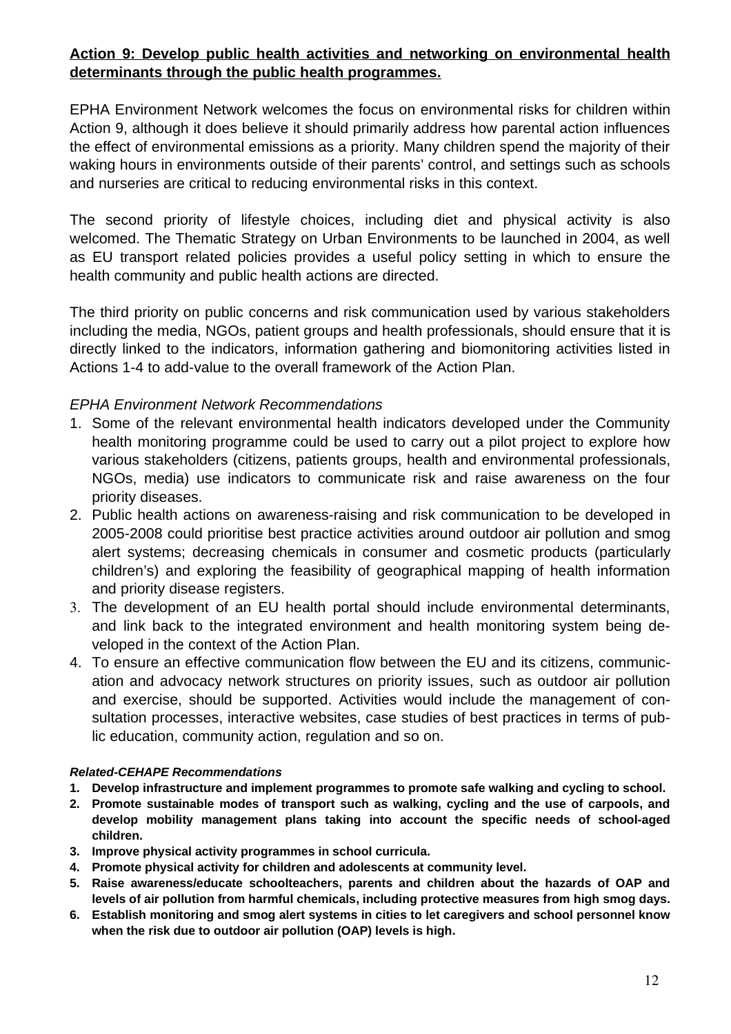**Action 9: Develop public health activities and networking on environmental health determinants through the public health programmes.**

EPHA Environment Network welcomes the focus on environmental risks for children within Action 9, although it does believe it should primarily address how parental action influences the effect of environmental emissions as a priority. Many children spend the majority of their waking hours in environments outside of their parents' control, and settings such as schools and nurseries are critical to reducing environmental risks in this context.

The second priority of lifestyle choices, including diet and physical activity is also welcomed. The Thematic Strategy on Urban Environments to be launched in 2004, as well as EU transport related policies provides a useful policy setting in which to ensure the health community and public health actions are directed.

The third priority on public concerns and risk communication used by various stakeholders including the media, NGOs, patient groups and health professionals, should ensure that it is directly linked to the indicators, information gathering and biomonitoring activities listed in Actions 1-4 to add-value to the overall framework of the Action Plan.

*EPHA Environment Network Recommendations*

1. Some of the relevant environmental health indicators developed under the Community health monitoring programme could be used to carry out a pilot project to explore how various stakeholders (citizens, patients groups, health and environmental professionals, NGOs, media) use indicators to communicate risk and raise awareness on the four priority diseases.
2. Public health actions on awareness-raising and risk communication to be developed in 2005-2008 could prioritise best practice activities around outdoor air pollution and smog alert systems; decreasing chemicals in consumer and cosmetic products (particularly children's) and exploring the feasibility of geographical mapping of health information and priority disease registers.
3. The development of an EU health portal should include environmental determinants, and link back to the integrated environment and health monitoring system being developed in the context of the Action Plan.
4. To ensure an effective communication flow between the EU and its citizens, communication and advocacy network structures on priority issues, such as outdoor air pollution and exercise, should be supported. Activities would include the management of consultation processes, interactive websites, case studies of best practices in terms of public education, community action, regulation and so on.

***Related-CEHAPE Recommendations***

1. **Develop infrastructure and implement programmes to promote safe walking and cycling to school.**
2. **Promote sustainable modes of transport such as walking, cycling and the use of carpools, and develop mobility management plans taking into account the specific needs of school-aged children.**
3. **Improve physical activity programmes in school curricula.**
4. **Promote physical activity for children and adolescents at community level.**
5. **Raise awareness/educate schoolteachers, parents and children about the hazards of OAP and levels of air pollution from harmful chemicals, including protective measures from high smog days.**
6. **Establish monitoring and smog alert systems in cities to let caregivers and school personnel know when the risk due to outdoor air pollution (OAP) levels is high.**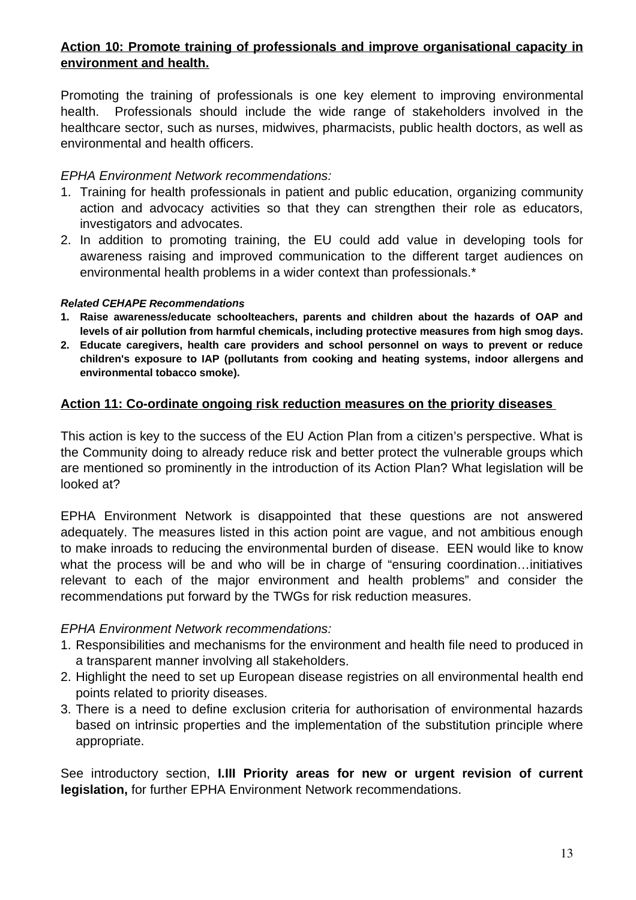**Action 10: Promote training of professionals and improve organisational capacity in environment and health.**

Promoting the training of professionals is one key element to improving environmental health. Professionals should include the wide range of stakeholders involved in the healthcare sector, such as nurses, midwives, pharmacists, public health doctors, as well as environmental and health officers.

*EPHA Environment Network recommendations:*

1. Training for health professionals in patient and public education, organizing community action and advocacy activities so that they can strengthen their role as educators, investigators and advocates.
2. In addition to promoting training, the EU could add value in developing tools for awareness raising and improved communication to the different target audiences on environmental health problems in a wider context than professionals.*

***Related CEHAPE Recommendations***

1. **Raise awareness/educate schoolteachers, parents and children about the hazards of OAP and levels of air pollution from harmful chemicals, including protective measures from high smog days.**
2. **Educate caregivers, health care providers and school personnel on ways to prevent or reduce children's exposure to IAP (pollutants from cooking and heating systems, indoor allergens and environmental tobacco smoke).**

**Action 11: Co-ordinate ongoing risk reduction measures on the priority diseases**

This action is key to the success of the EU Action Plan from a citizen's perspective. What is the Community doing to already reduce risk and better protect the vulnerable groups which are mentioned so prominently in the introduction of its Action Plan? What legislation will be looked at?

EPHA Environment Network is disappointed that these questions are not answered adequately. The measures listed in this action point are vague, and not ambitious enough to make inroads to reducing the environmental burden of disease. EEN would like to know what the process will be and who will be in charge of "ensuring coordination…initiatives relevant to each of the major environment and health problems" and consider the recommendations put forward by the TWGs for risk reduction measures.

*EPHA Environment Network recommendations:*

1. Responsibilities and mechanisms for the environment and health file need to produced in a transparent manner involving all stakeholders.
2. Highlight the need to set up European disease registries on all environmental health end points related to priority diseases.
3. There is a need to define exclusion criteria for authorisation of environmental hazards based on intrinsic properties and the implementation of the substitution principle where appropriate.

See introductory section, **I.III Priority areas for new or urgent revision of current legislation,** for further EPHA Environment Network recommendations.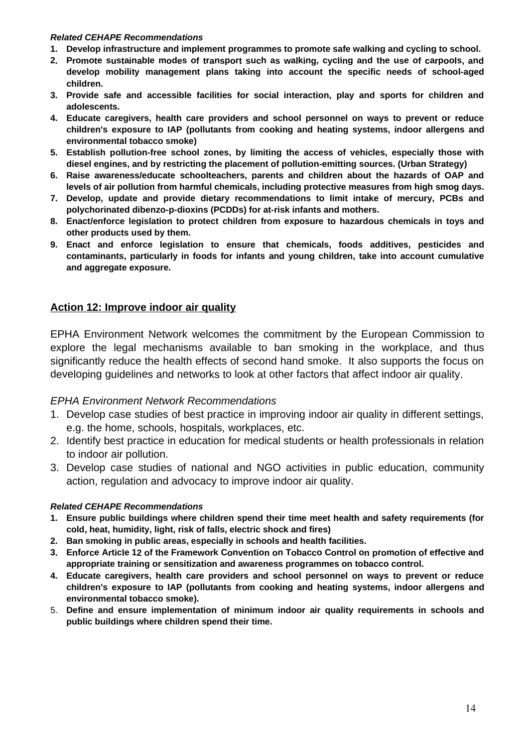***Related CEHAPE Recommendations***

1. **Develop infrastructure and implement programmes to promote safe walking and cycling to school.**
2. **Promote sustainable modes of transport such as walking, cycling and the use of carpools, and develop mobility management plans taking into account the specific needs of school-aged children.**
3. **Provide safe and accessible facilities for social interaction, play and sports for children and adolescents.**
4. **Educate caregivers, health care providers and school personnel on ways to prevent or reduce children's exposure to IAP (pollutants from cooking and heating systems, indoor allergens and environmental tobacco smoke)**
5. **Establish pollution-free school zones, by limiting the access of vehicles, especially those with diesel engines, and by restricting the placement of pollution-emitting sources. (Urban Strategy)**
6. **Raise awareness/educate schoolteachers, parents and children about the hazards of OAP and levels of air pollution from harmful chemicals, including protective measures from high smog days.**
7. **Develop, update and provide dietary recommendations to limit intake of mercury, PCBs and polychorinated dibenzo-p-dioxins (PCDDs) for at-risk infants and mothers.**
8. **Enact/enforce legislation to protect children from exposure to hazardous chemicals in toys and other products used by them.**
9. **Enact and enforce legislation to ensure that chemicals, foods additives, pesticides and contaminants, particularly in foods for infants and young children, take into account cumulative and aggregate exposure.**

## Action 12: Improve indoor air quality

EPHA Environment Network welcomes the commitment by the European Commission to explore the legal mechanisms available to ban smoking in the workplace, and thus significantly reduce the health effects of second hand smoke. It also supports the focus on developing guidelines and networks to look at other factors that affect indoor air quality.

*EPHA Environment Network Recommendations*

1. Develop case studies of best practice in improving indoor air quality in different settings, e.g. the home, schools, hospitals, workplaces, etc.
2. Identify best practice in education for medical students or health professionals in relation to indoor air pollution.
3. Develop case studies of national and NGO activities in public education, community action, regulation and advocacy to improve indoor air quality.

***Related CEHAPE Recommendations***

1. **Ensure public buildings where children spend their time meet health and safety requirements (for cold, heat, humidity, light, risk of falls, electric shock and fires)**
2. **Ban smoking in public areas, especially in schools and health facilities.**
3. **Enforce Article 12 of the Framework Convention on Tobacco Control on promotion of effective and appropriate training or sensitization and awareness programmes on tobacco control.**
4. **Educate caregivers, health care providers and school personnel on ways to prevent or reduce children's exposure to IAP (pollutants from cooking and heating systems, indoor allergens and environmental tobacco smoke).**
5. **Define and ensure implementation of minimum indoor air quality requirements in schools and public buildings where children spend their time.**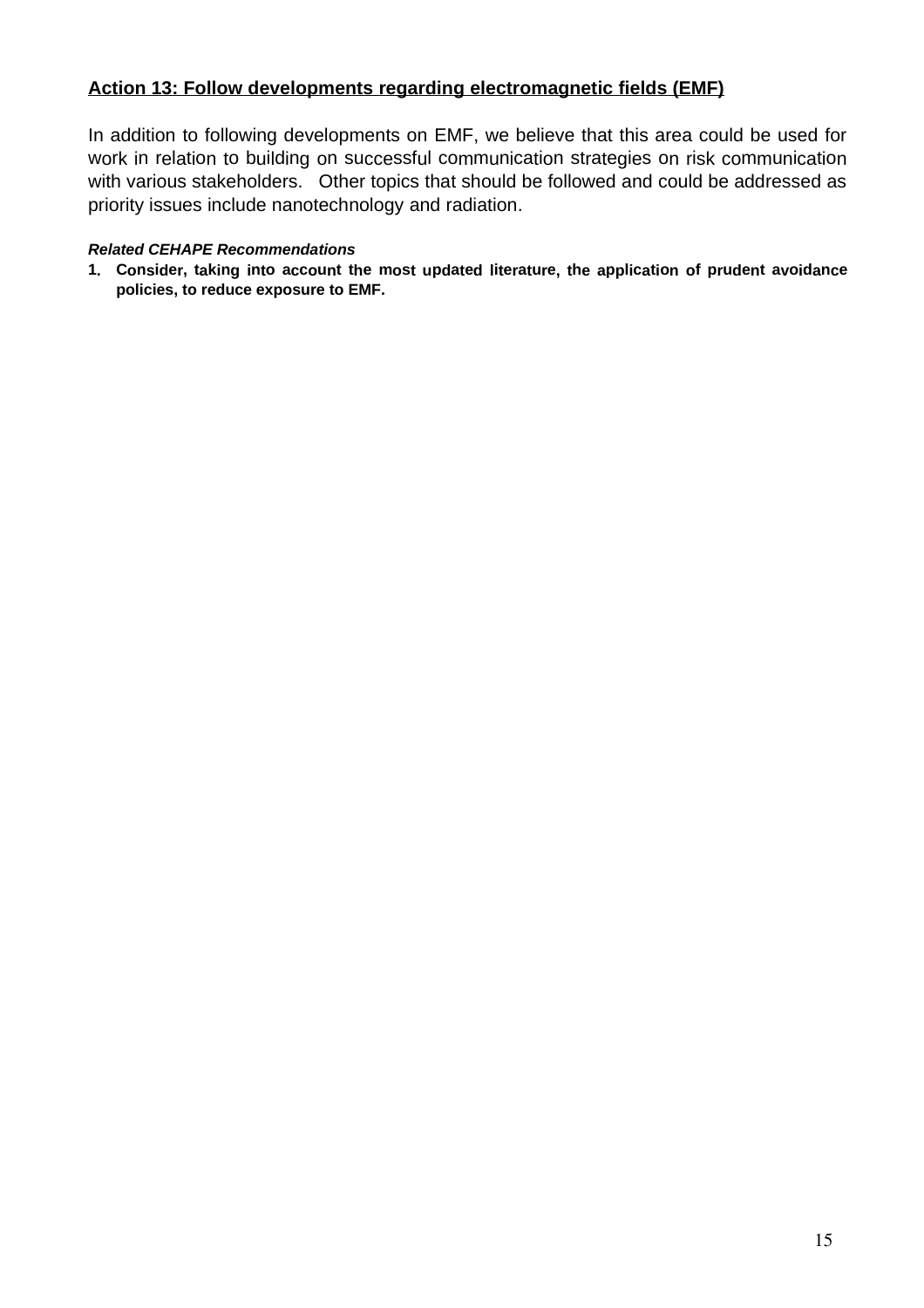## Action 13: Follow developments regarding electromagnetic fields (EMF)

In addition to following developments on EMF, we believe that this area could be used for work in relation to building on successful communication strategies on risk communication with various stakeholders. Other topics that should be followed and could be addressed as priority issues include nanotechnology and radiation.

***Related CEHAPE Recommendations***

1. **Consider, taking into account the most updated literature, the application of prudent avoidance policies, to reduce exposure to EMF.**